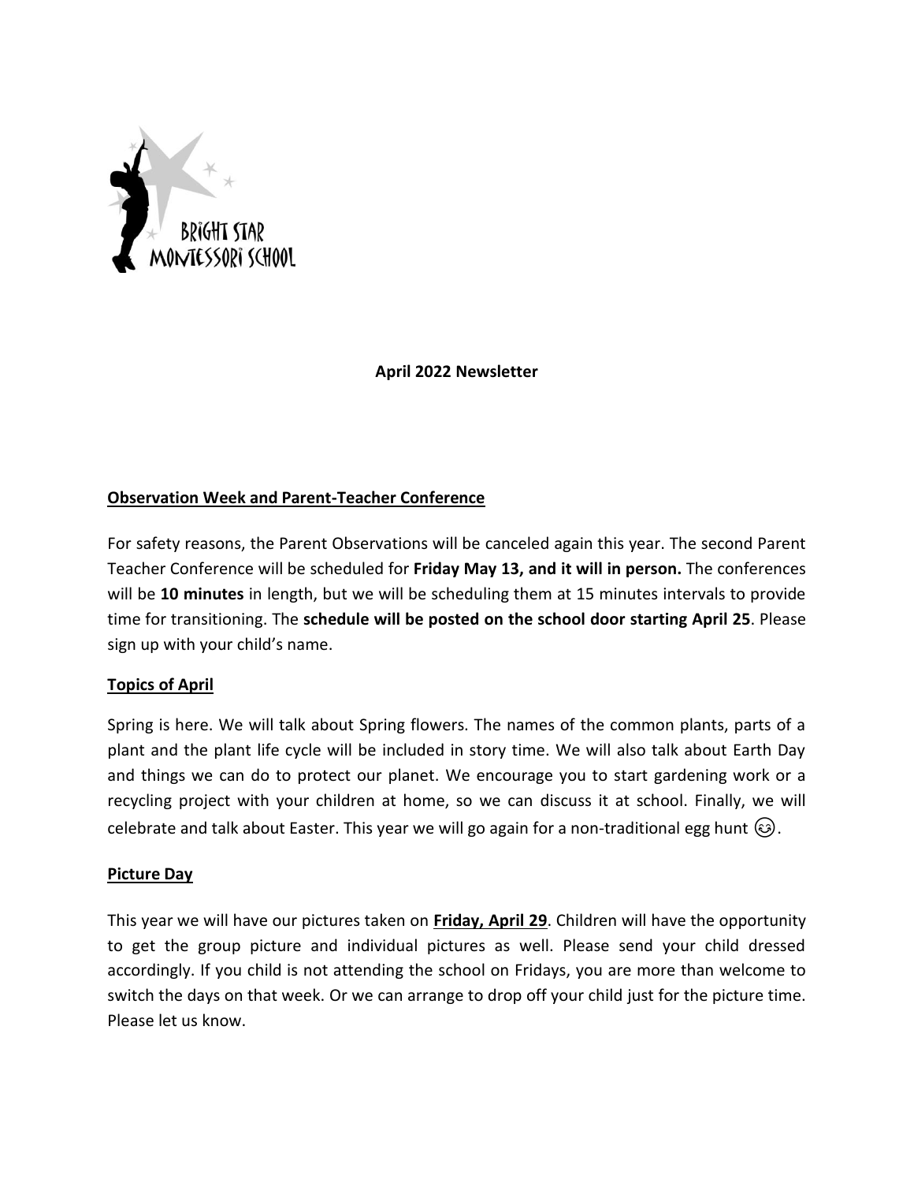BRIGHT STAR MONTESSORI SCHOOL

**April 2022 Newsletter**

**Observation Week and Parent-Teacher Conference**

For safety reasons, the Parent Observations will be canceled again this year. The second Parent Teacher Conference will be scheduled for **Friday May 13, and it will in person.** The conferences will be **10 minutes** in length, but we will be scheduling them at 15 minutes intervals to provide time for transitioning. The **schedule will be posted on the school door starting April 25**. Please sign up with your child's name.

**Topics of April**

Spring is here. We will talk about Spring flowers. The names of the common plants, parts of a plant and the plant life cycle will be included in story time. We will also talk about Earth Day and things we can do to protect our planet. We encourage you to start gardening work or a recycling project with your children at home, so we can discuss it at school. Finally, we will celebrate and talk about Easter. This year we will go again for a non-traditional egg hunt 😉.

**Picture Day**

This year we will have our pictures taken on **Friday, April 29**. Children will have the opportunity to get the group picture and individual pictures as well. Please send your child dressed accordingly. If you child is not attending the school on Fridays, you are more than welcome to switch the days on that week. Or we can arrange to drop off your child just for the picture time. Please let us know.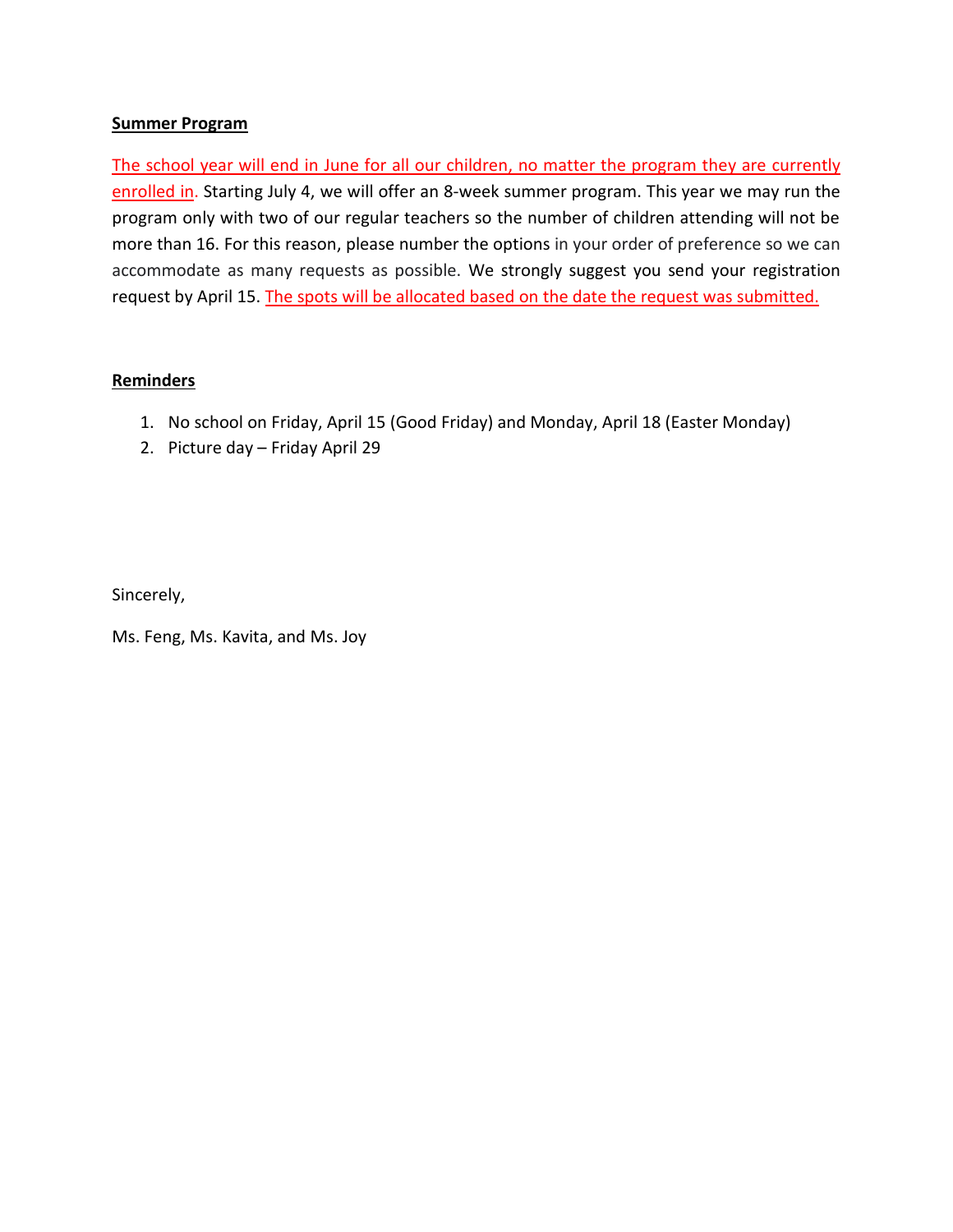**Summary Program**

The school year will end in June for all our children, no matter the program they are currently enrolled in. Starting July 4, we will offer an 8-week summer program. This year we may run the program only with two of our regular teachers so the number of children attending will not be more than 16. For this reason, please number the options in your order of preference so we can accommodate as many requests as possible. We strongly suggest you send your registration request by April 15. The spots will be allocated based on the date the request was submitted.

**Reminders**

1. No school on Friday, April 15 (Good Friday) and Monday, April 18 (Easter Monday)
2. Picture day – Friday April 29

Sincerely,

Ms. Feng, Ms. Kavita, and Ms. Joy